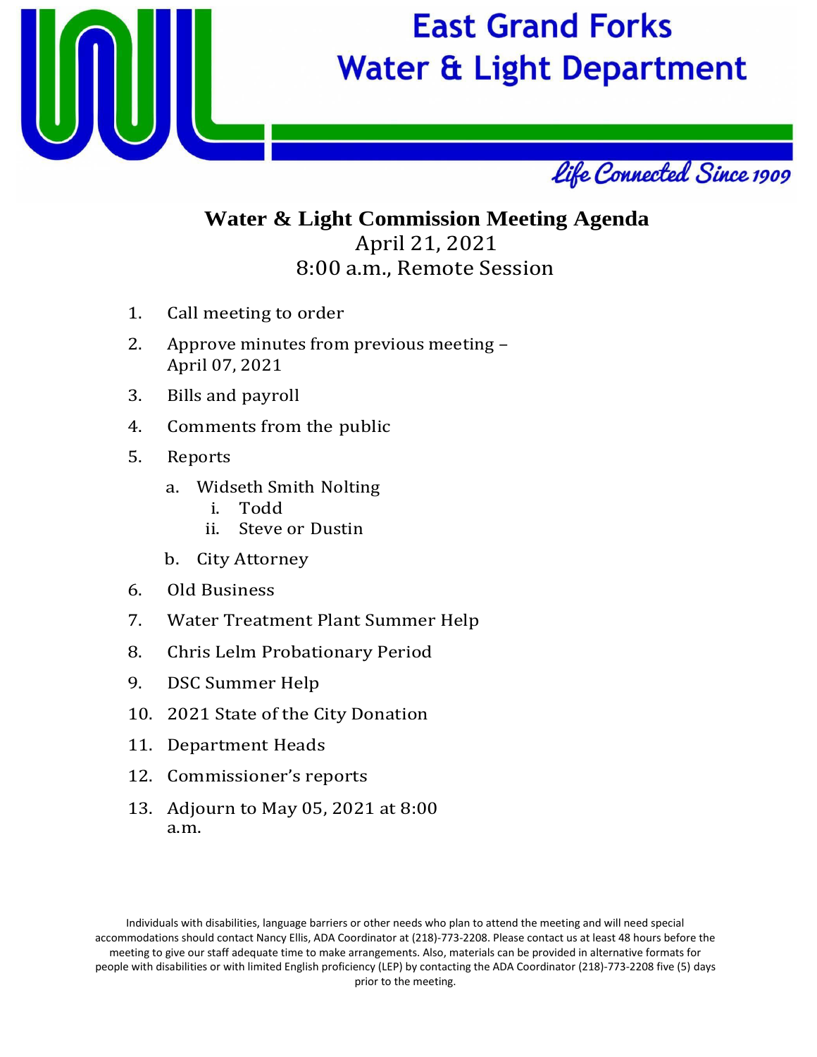# East Grand Forks Water & Light Department

*Life Connected Since 1909*

## Water & Light Commission Meeting Agenda

April 21, 2021
8:00 a.m., Remote Session

1. Call meeting to order
2. Approve minutes from previous meeting – April 07, 2021
3. Bills and payroll
4. Comments from the public
5. Reports
   a. Widseth Smith Nolting
      i. Todd
      ii. Steve or Dustin
   b. City Attorney
6. Old Business
7. Water Treatment Plant Summer Help
8. Chris Lelm Probationary Period
9. DSC Summer Help
10. 2021 State of the City Donation
11. Department Heads
12. Commissioner's reports
13. Adjourn to May 05, 2021 at 8:00 a.m.

Individuals with disabilities, language barriers or other needs who plan to attend the meeting and will need special accommodations should contact Nancy Ellis, ADA Coordinator at (218)-773-2208. Please contact us at least 48 hours before the meeting to give our staff adequate time to make arrangements. Also, materials can be provided in alternative formats for people with disabilities or with limited English proficiency (LEP) by contacting the ADA Coordinator (218)-773-2208 five (5) days prior to the meeting.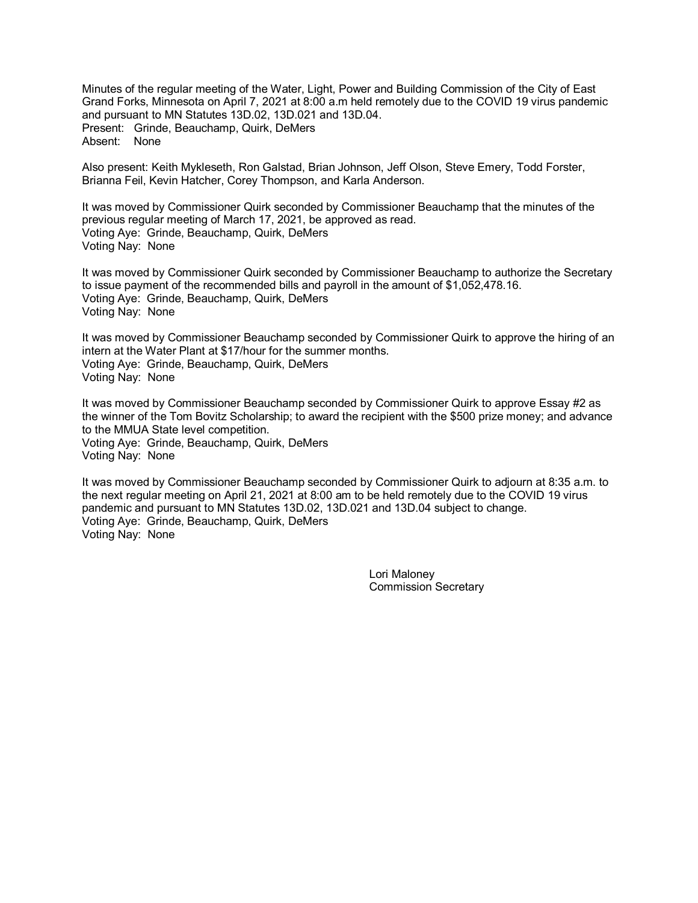Minutes of the regular meeting of the Water, Light, Power and Building Commission of the City of East Grand Forks, Minnesota on April 7, 2021 at 8:00 a.m held remotely due to the COVID 19 virus pandemic and pursuant to MN Statutes 13D.02, 13D.021 and 13D.04.
Present: Grinde, Beauchamp, Quirk, DeMers
Absent: None

Also present: Keith Mykleseth, Ron Galstad, Brian Johnson, Jeff Olson, Steve Emery, Todd Forster, Brianna Feil, Kevin Hatcher, Corey Thompson, and Karla Anderson.

It was moved by Commissioner Quirk seconded by Commissioner Beauchamp that the minutes of the previous regular meeting of March 17, 2021, be approved as read.
Voting Aye: Grinde, Beauchamp, Quirk, DeMers
Voting Nay: None

It was moved by Commissioner Quirk seconded by Commissioner Beauchamp to authorize the Secretary to issue payment of the recommended bills and payroll in the amount of $1,052,478.16.
Voting Aye: Grinde, Beauchamp, Quirk, DeMers
Voting Nay: None

It was moved by Commissioner Beauchamp seconded by Commissioner Quirk to approve the hiring of an intern at the Water Plant at $17/hour for the summer months.
Voting Aye: Grinde, Beauchamp, Quirk, DeMers
Voting Nay: None

It was moved by Commissioner Beauchamp seconded by Commissioner Quirk to approve Essay #2 as the winner of the Tom Bovitz Scholarship; to award the recipient with the $500 prize money; and advance to the MMUA State level competition.
Voting Aye: Grinde, Beauchamp, Quirk, DeMers
Voting Nay: None

It was moved by Commissioner Beauchamp seconded by Commissioner Quirk to adjourn at 8:35 a.m. to the next regular meeting on April 21, 2021 at 8:00 am to be held remotely due to the COVID 19 virus pandemic and pursuant to MN Statutes 13D.02, 13D.021 and 13D.04 subject to change.
Voting Aye: Grinde, Beauchamp, Quirk, DeMers
Voting Nay: None

Lori Maloney
Commission Secretary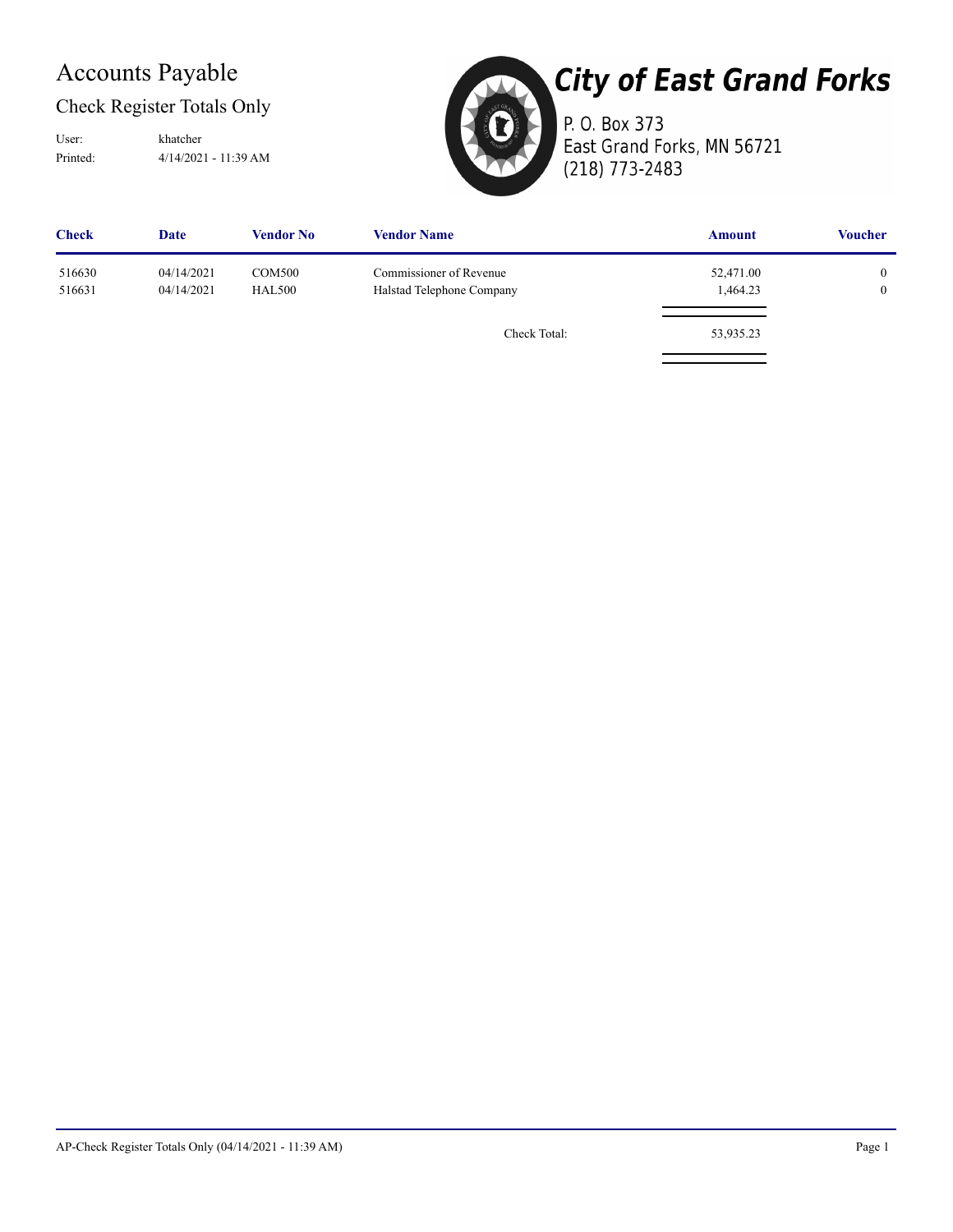# Accounts Payable

## Check Register Totals Only

User: khatcher
Printed: 4/14/2021 - 11:39 AM

**City of East Grand Forks**
P. O. Box 373
East Grand Forks, MN 56721
(218) 773-2483

| Check | Date | Vendor No | Vendor Name | Amount | Voucher |
|---|---|---|---|---|---|
| 516630 | 04/14/2021 | COM500 | Commissioner of Revenue | 52,471.00 | 0 |
| 516631 | 04/14/2021 | HAL500 | Halstad Telephone Company | 1,464.23 | 0 |
| | | | Check Total: | 53,935.23 | |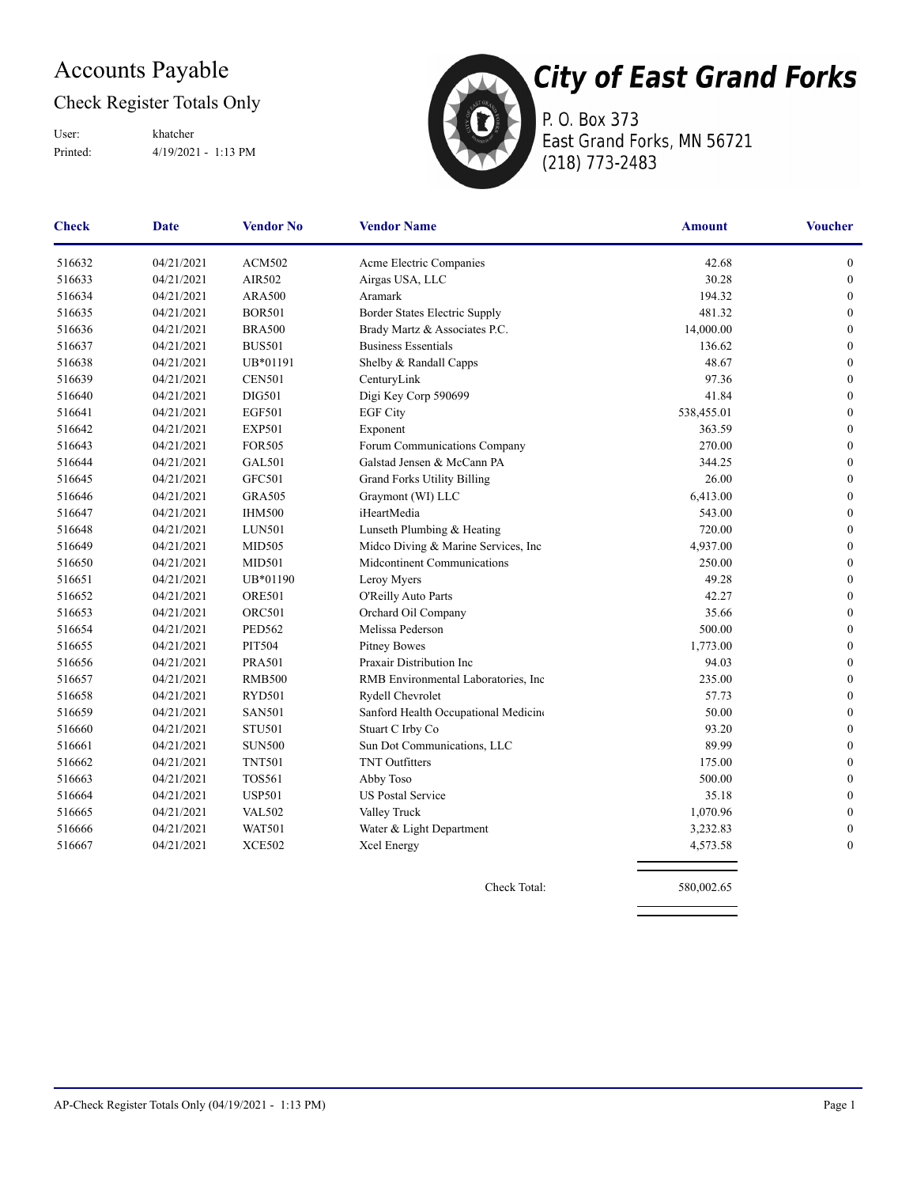# Accounts Payable

## Check Register Totals Only

User: khatcher
Printed: 4/19/2021 - 1:13 PM

**City of East Grand Forks**
P. O. Box 373
East Grand Forks, MN 56721
(218) 773-2483

| Check | Date | Vendor No | Vendor Name | Amount | Voucher |
|---|---|---|---|---|---|
| 516632 | 04/21/2021 | ACM502 | Acme Electric Companies | 42.68 | 0 |
| 516633 | 04/21/2021 | AIR502 | Airgas USA, LLC | 30.28 | 0 |
| 516634 | 04/21/2021 | ARA500 | Aramark | 194.32 | 0 |
| 516635 | 04/21/2021 | BOR501 | Border States Electric Supply | 481.32 | 0 |
| 516636 | 04/21/2021 | BRA500 | Brady Martz & Associates P.C. | 14,000.00 | 0 |
| 516637 | 04/21/2021 | BUS501 | Business Essentials | 136.62 | 0 |
| 516638 | 04/21/2021 | UB*01191 | Shelby & Randall Capps | 48.67 | 0 |
| 516639 | 04/21/2021 | CEN501 | CenturyLink | 97.36 | 0 |
| 516640 | 04/21/2021 | DIG501 | Digi Key Corp 590699 | 41.84 | 0 |
| 516641 | 04/21/2021 | EGF501 | EGF City | 538,455.01 | 0 |
| 516642 | 04/21/2021 | EXP501 | Exponent | 363.59 | 0 |
| 516643 | 04/21/2021 | FOR505 | Forum Communications Company | 270.00 | 0 |
| 516644 | 04/21/2021 | GAL501 | Galstad Jensen & McCann PA | 344.25 | 0 |
| 516645 | 04/21/2021 | GFC501 | Grand Forks Utility Billing | 26.00 | 0 |
| 516646 | 04/21/2021 | GRA505 | Graymont (WI) LLC | 6,413.00 | 0 |
| 516647 | 04/21/2021 | IHM500 | iHeartMedia | 543.00 | 0 |
| 516648 | 04/21/2021 | LUN501 | Lunseth Plumbing & Heating | 720.00 | 0 |
| 516649 | 04/21/2021 | MID505 | Midco Diving & Marine Services, Inc | 4,937.00 | 0 |
| 516650 | 04/21/2021 | MID501 | Midcontinent Communications | 250.00 | 0 |
| 516651 | 04/21/2021 | UB*01190 | Leroy Myers | 49.28 | 0 |
| 516652 | 04/21/2021 | ORE501 | O'Reilly Auto Parts | 42.27 | 0 |
| 516653 | 04/21/2021 | ORC501 | Orchard Oil Company | 35.66 | 0 |
| 516654 | 04/21/2021 | PED562 | Melissa Pederson | 500.00 | 0 |
| 516655 | 04/21/2021 | PIT504 | Pitney Bowes | 1,773.00 | 0 |
| 516656 | 04/21/2021 | PRA501 | Praxair Distribution Inc | 94.03 | 0 |
| 516657 | 04/21/2021 | RMB500 | RMB Environmental Laboratories, Inc | 235.00 | 0 |
| 516658 | 04/21/2021 | RYD501 | Rydell Chevrolet | 57.73 | 0 |
| 516659 | 04/21/2021 | SAN501 | Sanford Health Occupational Medicine | 50.00 | 0 |
| 516660 | 04/21/2021 | STU501 | Stuart C Irby Co | 93.20 | 0 |
| 516661 | 04/21/2021 | SUN500 | Sun Dot Communications, LLC | 89.99 | 0 |
| 516662 | 04/21/2021 | TNT501 | TNT Outfitters | 175.00 | 0 |
| 516663 | 04/21/2021 | TOS561 | Abby Toso | 500.00 | 0 |
| 516664 | 04/21/2021 | USP501 | US Postal Service | 35.18 | 0 |
| 516665 | 04/21/2021 | VAL502 | Valley Truck | 1,070.96 | 0 |
| 516666 | 04/21/2021 | WAT501 | Water & Light Department | 3,232.83 | 0 |
| 516667 | 04/21/2021 | XCE502 | Xcel Energy | 4,573.58 | 0 |
| | | | Check Total: | 580,002.65 | |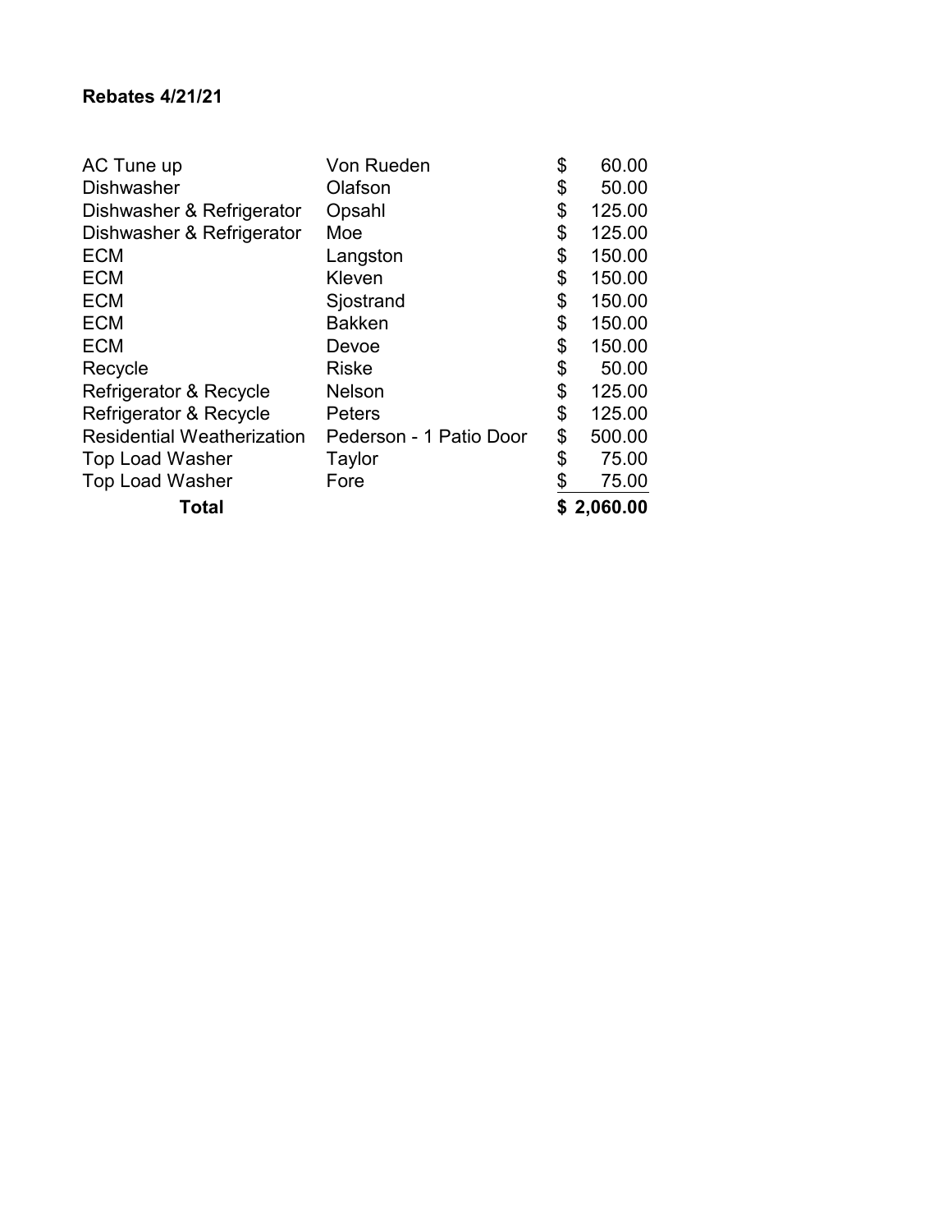**Rebates 4/21/21**

| | | |
|---|---|---|
| AC Tune up | Von Rueden | $ 60.00 |
| Dishwasher | Olafson | $ 50.00 |
| Dishwasher & Refrigerator | Opsahl | $ 125.00 |
| Dishwasher & Refrigerator | Moe | $ 125.00 |
| ECM | Langston | $ 150.00 |
| ECM | Kleven | $ 150.00 |
| ECM | Sjostrand | $ 150.00 |
| ECM | Bakken | $ 150.00 |
| ECM | Devoe | $ 150.00 |
| Recycle | Riske | $ 50.00 |
| Refrigerator & Recycle | Nelson | $ 125.00 |
| Refrigerator & Recycle | Peters | $ 125.00 |
| Residential Weatherization | Pederson - 1 Patio Door | $ 500.00 |
| Top Load Washer | Taylor | $ 75.00 |
| Top Load Washer | Fore | $ 75.00 |
| **Total** | | **$ 2,060.00** |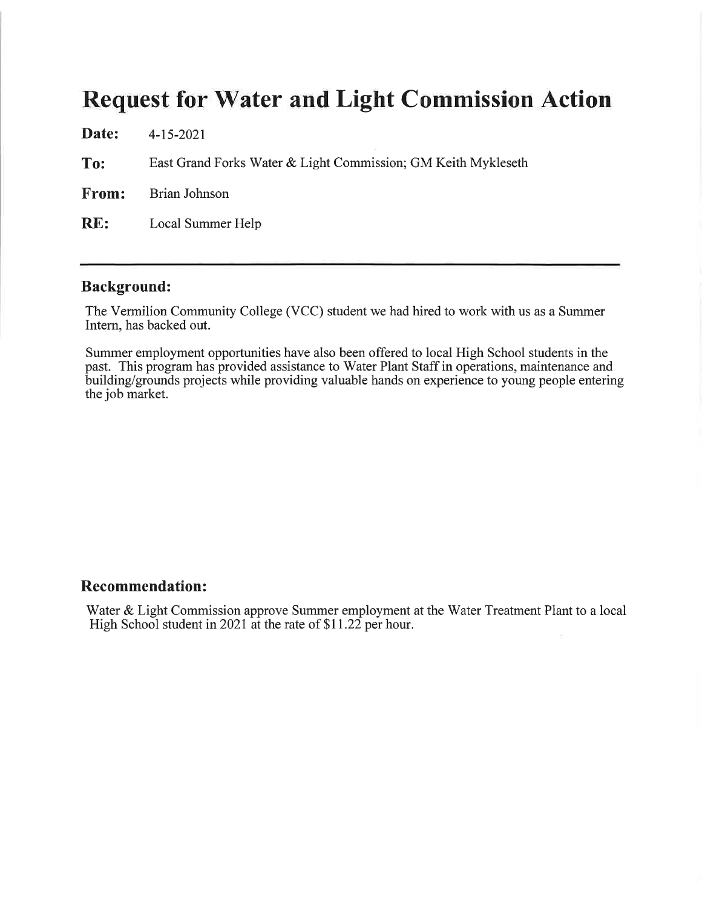# Request for Water and Light Commission Action

**Date:** 4-15-2021

**To:** East Grand Forks Water & Light Commission; GM Keith Mykleseth

**From:** Brian Johnson

**RE:** Local Summer Help

---

## Background:

The Vermilion Community College (VCC) student we had hired to work with us as a Summer Intern, has backed out.

Summer employment opportunities have also been offered to local High School students in the past. This program has provided assistance to Water Plant Staff in operations, maintenance and building/grounds projects while providing valuable hands on experience to young people entering the job market.

## Recommendation:

Water & Light Commission approve Summer employment at the Water Treatment Plant to a local High School student in 2021 at the rate of $11.22 per hour.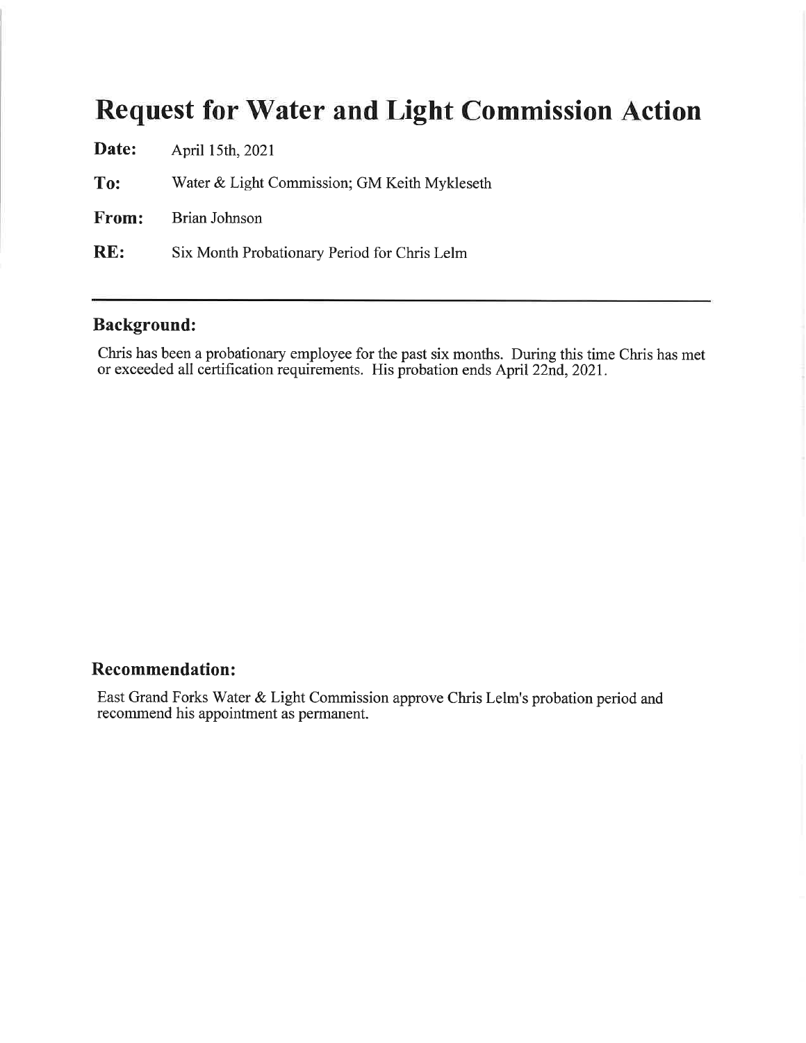# Request for Water and Light Commission Action

**Date:** April 15th, 2021

**To:** Water & Light Commission; GM Keith Mykleseth

**From:** Brian Johnson

**RE:** Six Month Probationary Period for Chris Lelm

---

## Background:

Chris has been a probationary employee for the past six months. During this time Chris has met or exceeded all certification requirements. His probation ends April 22nd, 2021.

## Recommendation:

East Grand Forks Water & Light Commission approve Chris Lelm's probation period and recommend his appointment as permanent.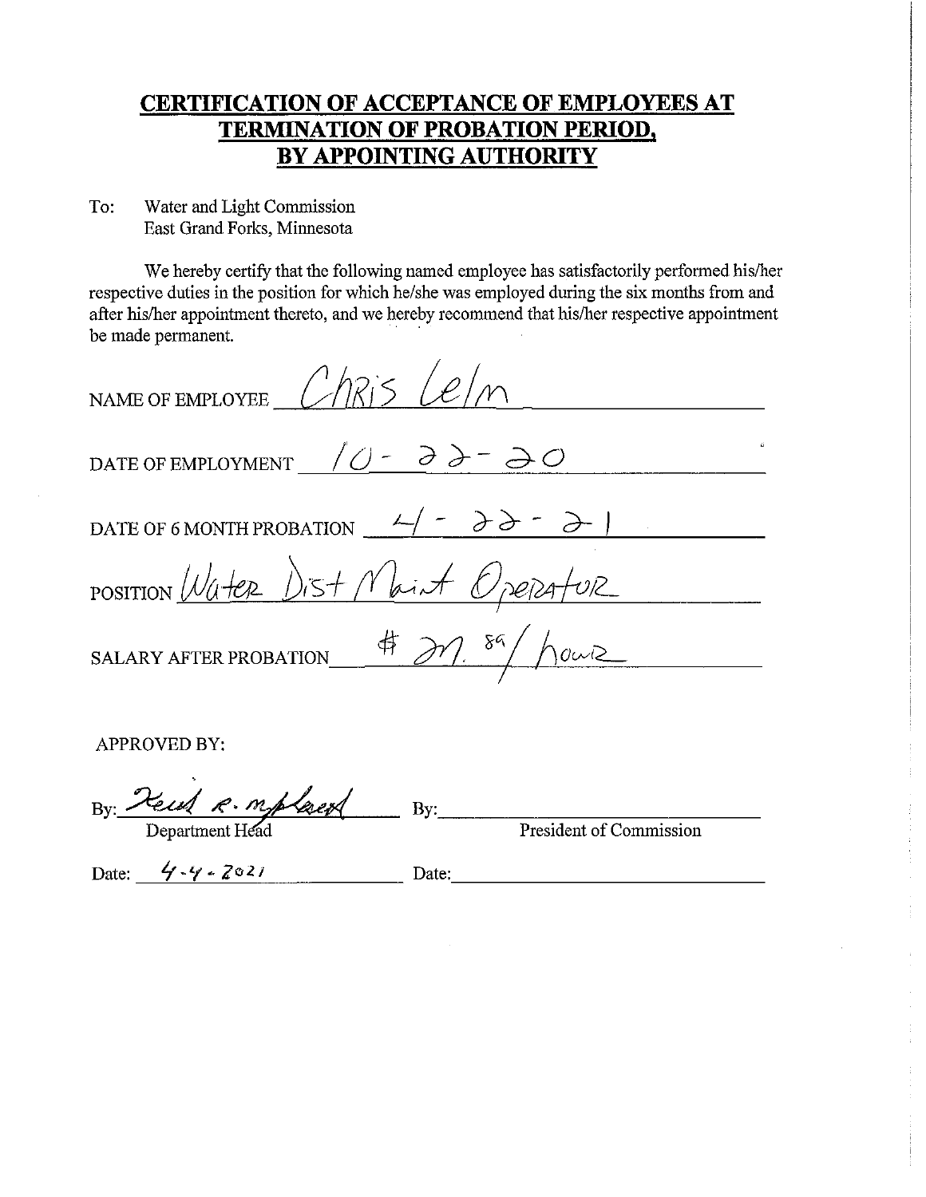# CERTIFICATION OF ACCEPTANCE OF EMPLOYEES AT TERMINATION OF PROBATION PERIOD, BY APPOINTING AUTHORITY

To: Water and Light Commission
East Grand Forks, Minnesota

We hereby certify that the following named employee has satisfactorily performed his/her respective duties in the position for which he/she was employed during the six months from and after his/her appointment thereto, and we hereby recommend that his/her respective appointment be made permanent.

NAME OF EMPLOYEE Chris Lelm

DATE OF EMPLOYMENT 10-22-20

DATE OF 6 MONTH PROBATION 4-22-21

POSITION Water Dist Maint Operator

SALARY AFTER PROBATION $ 27.89 / hour

APPROVED BY:

By: Keith R. Mykleseth
Department Head

Date: 4-4-2021

By: ______________________
President of Commission

Date: ______________________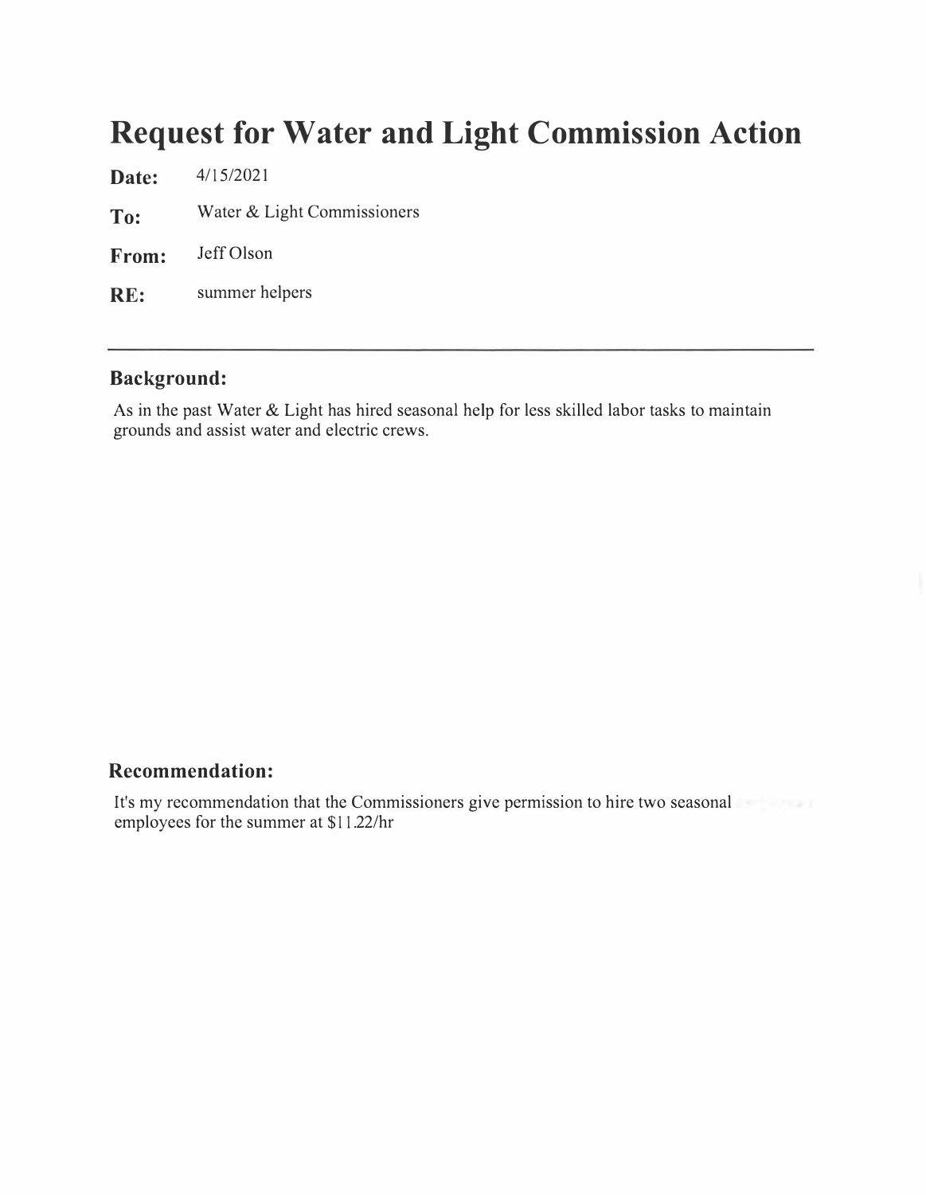# Request for Water and Light Commission Action

**Date:** 4/15/2021

**To:** Water & Light Commissioners

**From:** Jeff Olson

**RE:** summer helpers

---

### Background:

As in the past Water & Light has hired seasonal help for less skilled labor tasks to maintain grounds and assist water and electric crews.

### Recommendation:

It's my recommendation that the Commissioners give permission to hire two seasonal employees for the summer at $11.22/hr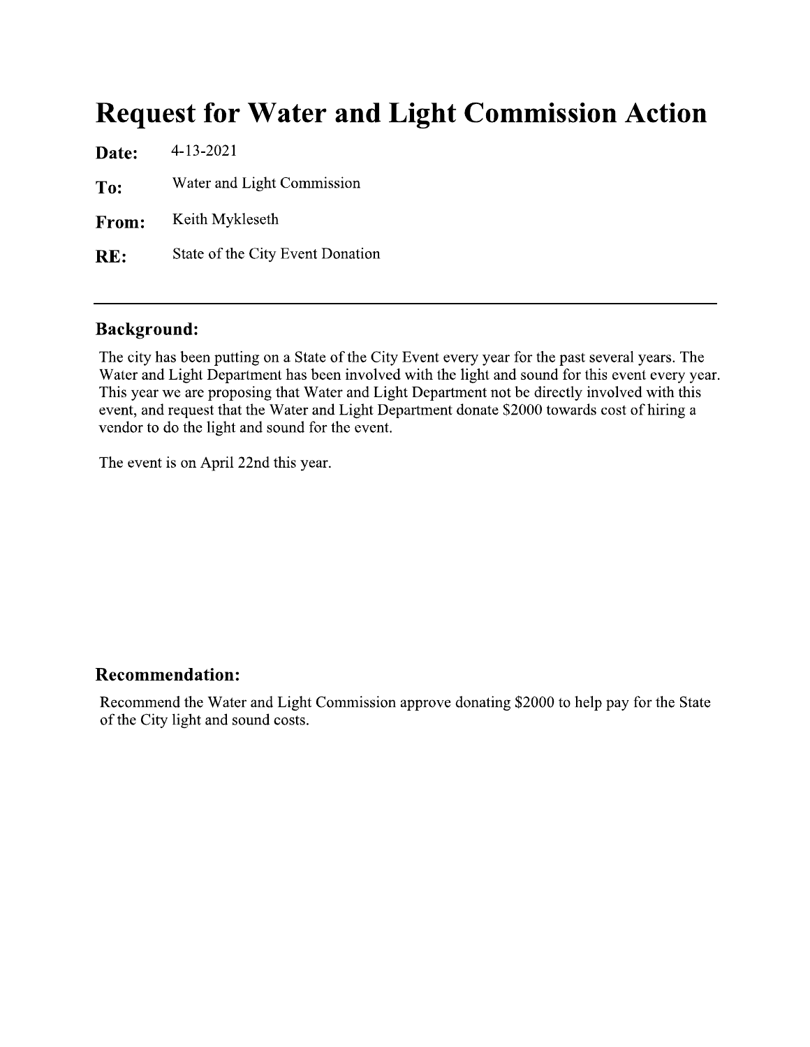# Request for Water and Light Commission Action

**Date:** 4-13-2021

**To:** Water and Light Commission

**From:** Keith Mykleseth

**RE:** State of the City Event Donation

---

## Background:

The city has been putting on a State of the City Event every year for the past several years. The Water and Light Department has been involved with the light and sound for this event every year. This year we are proposing that Water and Light Department not be directly involved with this event, and request that the Water and Light Department donate $2000 towards cost of hiring a vendor to do the light and sound for the event.

The event is on April 22nd this year.

## Recommendation:

Recommend the Water and Light Commission approve donating $2000 to help pay for the State of the City light and sound costs.